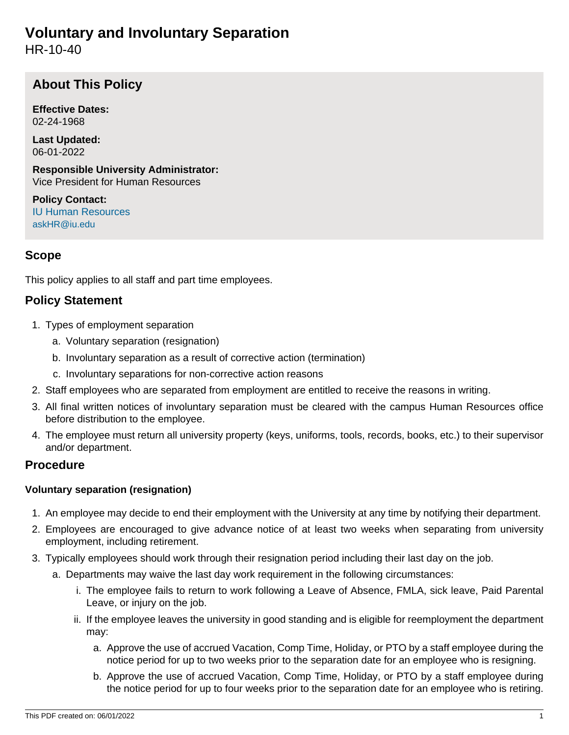# Voluntary and Involuntary Separation

HR-10-40

## About This Policy

**Effective Dates:**
02-24-1968

**Last Updated:**
06-01-2022

**Responsible University Administrator:**
Vice President for Human Resources

**Policy Contact:**
IU Human Resources
askHR@iu.edu

## Scope

This policy applies to all staff and part time employees.

## Policy Statement

1. Types of employment separation
   a. Voluntary separation (resignation)
   b. Involuntary separation as a result of corrective action (termination)
   c. Involuntary separations for non-corrective action reasons
2. Staff employees who are separated from employment are entitled to receive the reasons in writing.
3. All final written notices of involuntary separation must be cleared with the campus Human Resources office before distribution to the employee.
4. The employee must return all university property (keys, uniforms, tools, records, books, etc.) to their supervisor and/or department.

## Procedure

### Voluntary separation (resignation)

1. An employee may decide to end their employment with the University at any time by notifying their department.
2. Employees are encouraged to give advance notice of at least two weeks when separating from university employment, including retirement.
3. Typically employees should work through their resignation period including their last day on the job.
   a. Departments may waive the last day work requirement in the following circumstances:
      i. The employee fails to return to work following a Leave of Absence, FMLA, sick leave, Paid Parental Leave, or injury on the job.
      ii. If the employee leaves the university in good standing and is eligible for reemployment the department may:
         a. Approve the use of accrued Vacation, Comp Time, Holiday, or PTO by a staff employee during the notice period for up to two weeks prior to the separation date for an employee who is resigning.
         b. Approve the use of accrued Vacation, Comp Time, Holiday, or PTO by a staff employee during the notice period for up to four weeks prior to the separation date for an employee who is retiring.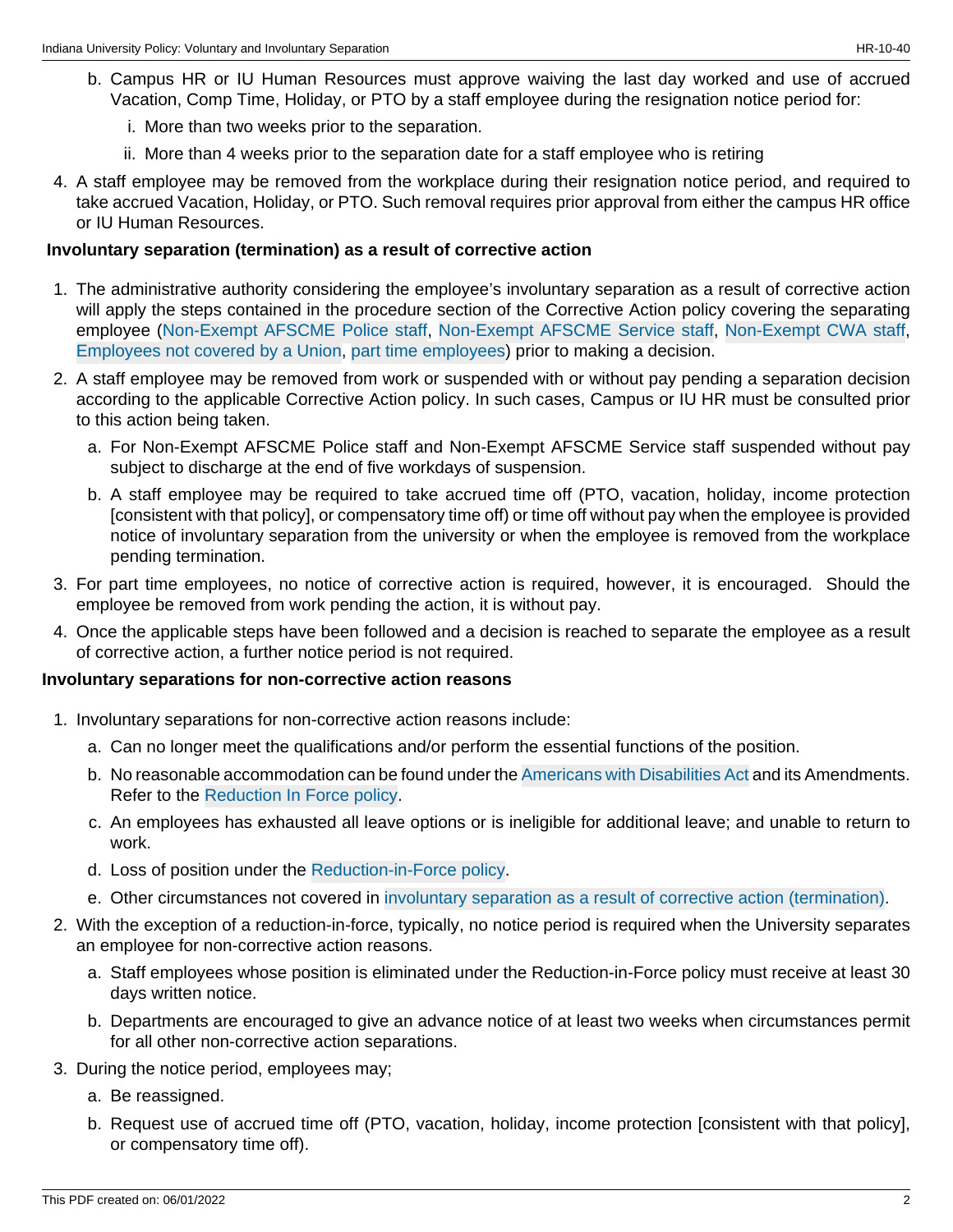b. Campus HR or IU Human Resources must approve waiving the last day worked and use of accrued Vacation, Comp Time, Holiday, or PTO by a staff employee during the resignation notice period for:

      i. More than two weeks prior to the separation.

      ii. More than 4 weeks prior to the separation date for a staff employee who is retiring

4. A staff employee may be removed from the workplace during their resignation notice period, and required to take accrued Vacation, Holiday, or PTO. Such removal requires prior approval from either the campus HR office or IU Human Resources.

**Involuntary separation (termination) as a result of corrective action**

1. The administrative authority considering the employee's involuntary separation as a result of corrective action will apply the steps contained in the procedure section of the Corrective Action policy covering the separating employee (Non-Exempt AFSCME Police staff, Non-Exempt AFSCME Service staff, Non-Exempt CWA staff, Employees not covered by a Union, part time employees) prior to making a decision.
2. A staff employee may be removed from work or suspended with or without pay pending a separation decision according to the applicable Corrective Action policy. In such cases, Campus or IU HR must be consulted prior to this action being taken.
   a. For Non-Exempt AFSCME Police staff and Non-Exempt AFSCME Service staff suspended without pay subject to discharge at the end of five workdays of suspension.
   b. A staff employee may be required to take accrued time off (PTO, vacation, holiday, income protection [consistent with that policy], or compensatory time off) or time off without pay when the employee is provided notice of involuntary separation from the university or when the employee is removed from the workplace pending termination.
3. For part time employees, no notice of corrective action is required, however, it is encouraged. Should the employee be removed from work pending the action, it is without pay.
4. Once the applicable steps have been followed and a decision is reached to separate the employee as a result of corrective action, a further notice period is not required.

**Involuntary separations for non-corrective action reasons**

1. Involuntary separations for non-corrective action reasons include:
   a. Can no longer meet the qualifications and/or perform the essential functions of the position.
   b. No reasonable accommodation can be found under the Americans with Disabilities Act and its Amendments. Refer to the Reduction In Force policy.
   c. An employees has exhausted all leave options or is ineligible for additional leave; and unable to return to work.
   d. Loss of position under the Reduction-in-Force policy.
   e. Other circumstances not covered in involuntary separation as a result of corrective action (termination).
2. With the exception of a reduction-in-force, typically, no notice period is required when the University separates an employee for non-corrective action reasons.
   a. Staff employees whose position is eliminated under the Reduction-in-Force policy must receive at least 30 days written notice.
   b. Departments are encouraged to give an advance notice of at least two weeks when circumstances permit for all other non-corrective action separations.
3. During the notice period, employees may;
   a. Be reassigned.
   b. Request use of accrued time off (PTO, vacation, holiday, income protection [consistent with that policy], or compensatory time off).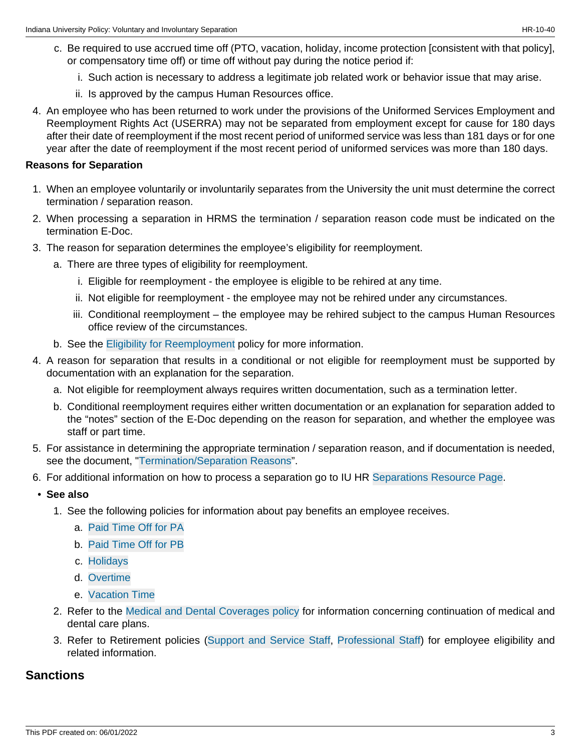c. Be required to use accrued time off (PTO, vacation, holiday, income protection [consistent with that policy], or compensatory time off) or time off without pay during the notice period if:

    i. Such action is necessary to address a legitimate job related work or behavior issue that may arise.

    ii. Is approved by the campus Human Resources office.

4. An employee who has been returned to work under the provisions of the Uniformed Services Employment and Reemployment Rights Act (USERRA) may not be separated from employment except for cause for 180 days after their date of reemployment if the most recent period of uniformed service was less than 181 days or for one year after the date of reemployment if the most recent period of uniformed services was more than 180 days.

**Reasons for Separation**

1. When an employee voluntarily or involuntarily separates from the University the unit must determine the correct termination / separation reason.
2. When processing a separation in HRMS the termination / separation reason code must be indicated on the termination E-Doc.
3. The reason for separation determines the employee's eligibility for reemployment.
    a. There are three types of eligibility for reemployment.
        i. Eligible for reemployment - the employee is eligible to be rehired at any time.
        ii. Not eligible for reemployment - the employee may not be rehired under any circumstances.
        iii. Conditional reemployment – the employee may be rehired subject to the campus Human Resources office review of the circumstances.
    b. See the Eligibility for Reemployment policy for more information.
4. A reason for separation that results in a conditional or not eligible for reemployment must be supported by documentation with an explanation for the separation.
    a. Not eligible for reemployment always requires written documentation, such as a termination letter.
    b. Conditional reemployment requires either written documentation or an explanation for separation added to the "notes" section of the E-Doc depending on the reason for separation, and whether the employee was staff or part time.
5. For assistance in determining the appropriate termination / separation reason, and if documentation is needed, see the document, "Termination/Separation Reasons".
6. For additional information on how to process a separation go to IU HR Separations Resource Page.

- **See also**
    1. See the following policies for information about pay benefits an employee receives.
        a. Paid Time Off for PA
        b. Paid Time Off for PB
        c. Holidays
        d. Overtime
        e. Vacation Time
    2. Refer to the Medical and Dental Coverages policy for information concerning continuation of medical and dental care plans.
    3. Refer to Retirement policies (Support and Service Staff, Professional Staff) for employee eligibility and related information.

## Sanctions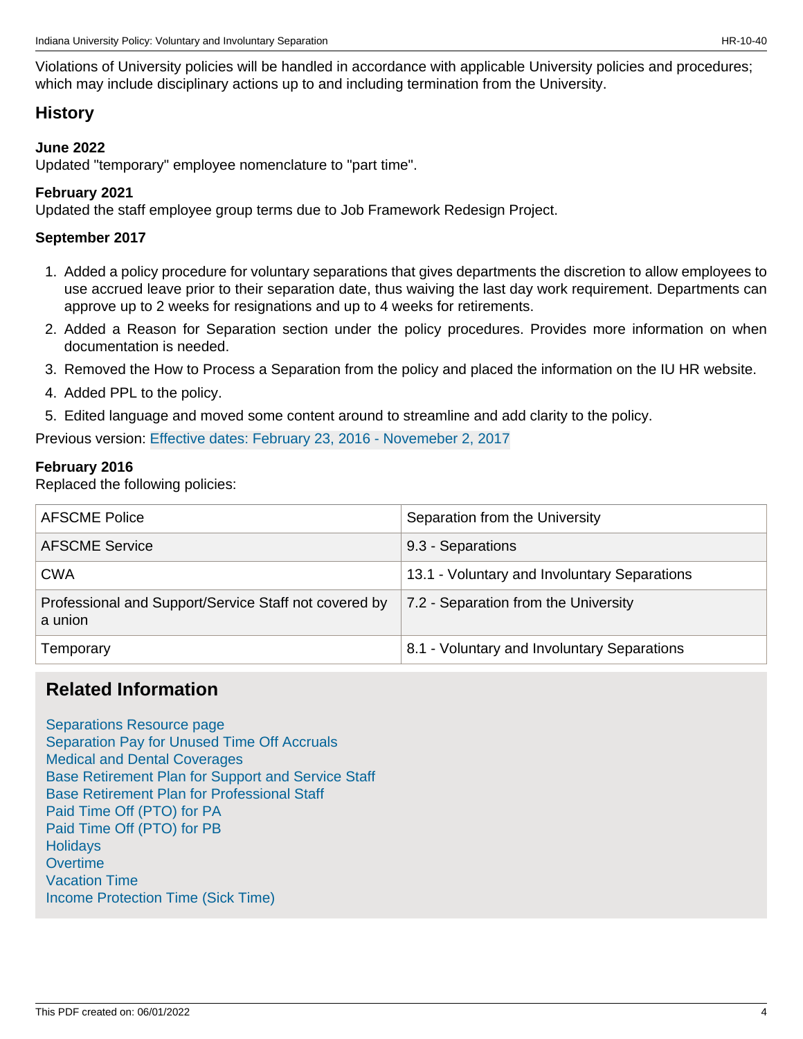Violations of University policies will be handled in accordance with applicable University policies and procedures; which may include disciplinary actions up to and including termination from the University.

## History

**June 2022**
Updated "temporary" employee nomenclature to "part time".

**February 2021**
Updated the staff employee group terms due to Job Framework Redesign Project.

**September 2017**

1. Added a policy procedure for voluntary separations that gives departments the discretion to allow employees to use accrued leave prior to their separation date, thus waiving the last day work requirement. Departments can approve up to 2 weeks for resignations and up to 4 weeks for retirements.
2. Added a Reason for Separation section under the policy procedures. Provides more information on when documentation is needed.
3. Removed the How to Process a Separation from the policy and placed the information on the IU HR website.
4. Added PPL to the policy.
5. Edited language and moved some content around to streamline and add clarity to the policy.

Previous version: Effective dates: February 23, 2016 - Novemeber 2, 2017

**February 2016**
Replaced the following policies:

| | |
|---|---|
| AFSCME Police | Separation from the University |
| AFSCME Service | 9.3 - Separations |
| CWA | 13.1 - Voluntary and Involuntary Separations |
| Professional and Support/Service Staff not covered by a union | 7.2 - Separation from the University |
| Temporary | 8.1 - Voluntary and Involuntary Separations |

## Related Information

Separations Resource page
Separation Pay for Unused Time Off Accruals
Medical and Dental Coverages
Base Retirement Plan for Support and Service Staff
Base Retirement Plan for Professional Staff
Paid Time Off (PTO) for PA
Paid Time Off (PTO) for PB
Holidays
Overtime
Vacation Time
Income Protection Time (Sick Time)